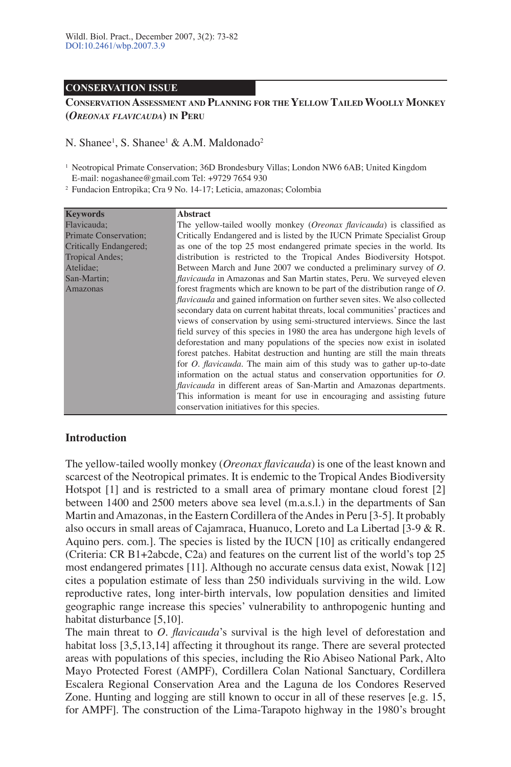Wildl. Biol. Pract., December 2007, 3(2): 73-82
DOI:10.2461/wbp.2007.3.9

**CONSERVATION ISSUE**

# Conservation Assessment and Planning for the Yellow Tailed Woolly Monkey (*Oreonax flavicauda*) in Peru

N. Shanee[1], S. Shanee[1] & A.M. Maldonado[2]

[1] Neotropical Primate Conservation; 36D Brondesbury Villas; London NW6 6AB; United Kingdom
E-mail: nogashanee@gmail.com Tel: +9729 7654 930

[2] Fundacion Entropika; Cra 9 No. 14-17; Leticia, amazonas; Colombia

| Keywords | Abstract |
|---|---|
| Flavicauda; Primate Conservation; Critically Endangered; Tropical Andes; Atelidae; San-Martin; Amazonas | The yellow-tailed woolly monkey (*Oreonax flavicauda*) is classified as Critically Endangered and is listed by the IUCN Primate Specialist Group as one of the top 25 most endangered primate species in the world. Its distribution is restricted to the Tropical Andes Biodiversity Hotspot. Between March and June 2007 we conducted a preliminary survey of *O. flavicauda* in Amazonas and San Martin states, Peru. We surveyed eleven forest fragments which are known to be part of the distribution range of *O. flavicauda* and gained information on further seven sites. We also collected secondary data on current habitat threats, local communities' practices and views of conservation by using semi-structured interviews. Since the last field survey of this species in 1980 the area has undergone high levels of deforestation and many populations of the species now exist in isolated forest patches. Habitat destruction and hunting are still the main threats for *O. flavicauda*. The main aim of this study was to gather up-to-date information on the actual status and conservation opportunities for *O. flavicauda* in different areas of San-Martin and Amazonas departments. This information is meant for use in encouraging and assisting future conservation initiatives for this species. |

## Introduction

The yellow-tailed woolly monkey (*Oreonax flavicauda*) is one of the least known and scarcest of the Neotropical primates. It is endemic to the Tropical Andes Biodiversity Hotspot [1] and is restricted to a small area of primary montane cloud forest [2] between 1400 and 2500 meters above sea level (m.a.s.l.) in the departments of San Martin and Amazonas, in the Eastern Cordillera of the Andes in Peru [3-5]. It probably also occurs in small areas of Cajamraca, Huanuco, Loreto and La Libertad [3-9 & R. Aquino pers. com.]. The species is listed by the IUCN [10] as critically endangered (Criteria: CR B1+2abcde, C2a) and features on the current list of the world's top 25 most endangered primates [11]. Although no accurate census data exist, Nowak [12] cites a population estimate of less than 250 individuals surviving in the wild. Low reproductive rates, long inter-birth intervals, low population densities and limited geographic range increase this species' vulnerability to anthropogenic hunting and habitat disturbance [5,10].

The main threat to *O. flavicauda*'s survival is the high level of deforestation and habitat loss [3,5,13,14] affecting it throughout its range. There are several protected areas with populations of this species, including the Rio Abiseo National Park, Alto Mayo Protected Forest (AMPF), Cordillera Colan National Sanctuary, Cordillera Escalera Regional Conservation Area and the Laguna de los Condores Reserved Zone. Hunting and logging are still known to occur in all of these reserves [e.g. 15, for AMPF]. The construction of the Lima-Tarapoto highway in the 1980's brought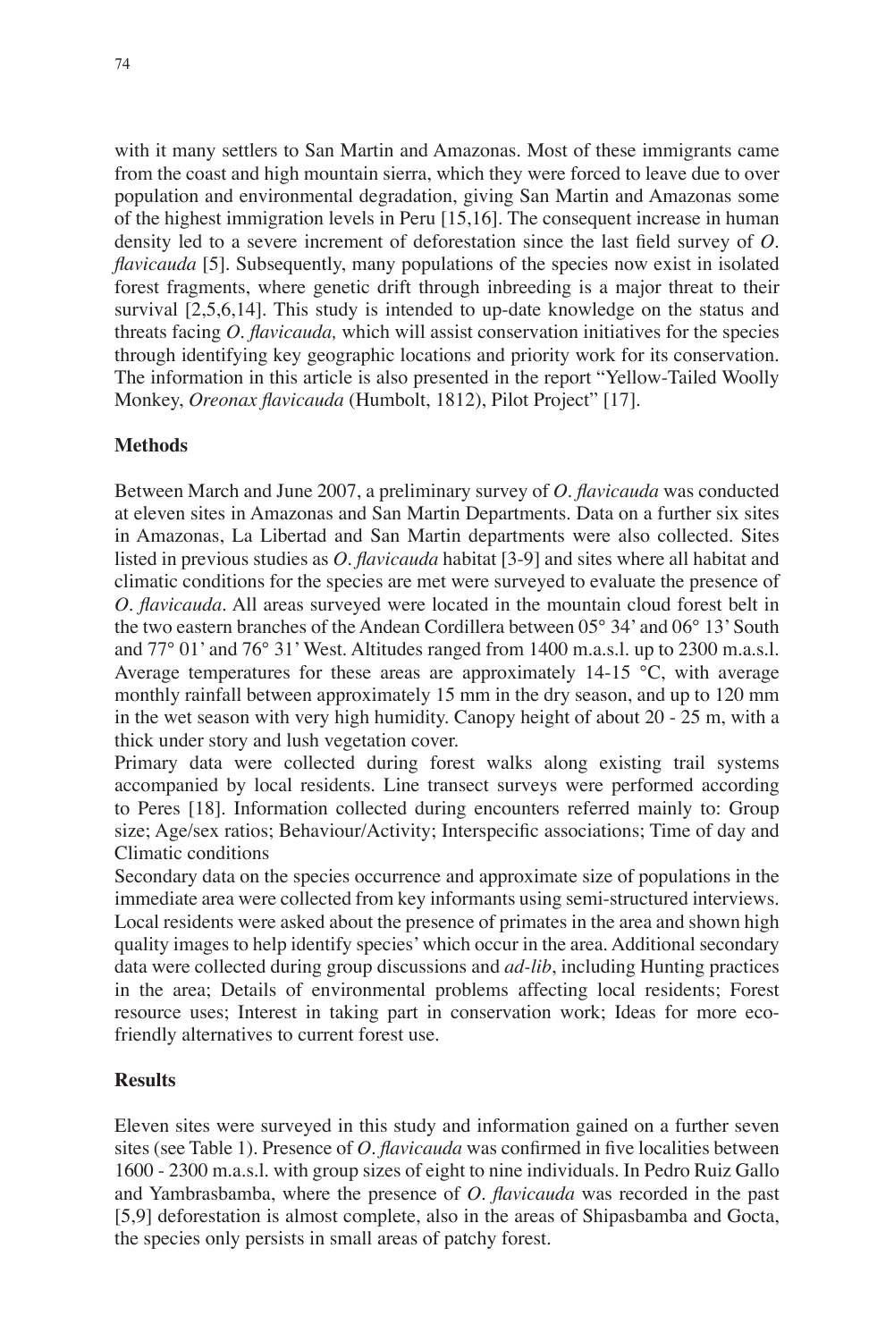with it many settlers to San Martin and Amazonas. Most of these immigrants came from the coast and high mountain sierra, which they were forced to leave due to over population and environmental degradation, giving San Martin and Amazonas some of the highest immigration levels in Peru [15,16]. The consequent increase in human density led to a severe increment of deforestation since the last field survey of *O. flavicauda* [5]. Subsequently, many populations of the species now exist in isolated forest fragments, where genetic drift through inbreeding is a major threat to their survival [2,5,6,14]. This study is intended to up-date knowledge on the status and threats facing *O. flavicauda,* which will assist conservation initiatives for the species through identifying key geographic locations and priority work for its conservation. The information in this article is also presented in the report "Yellow-Tailed Woolly Monkey, *Oreonax flavicauda* (Humbolt, 1812), Pilot Project" [17].

## Methods

Between March and June 2007, a preliminary survey of *O. flavicauda* was conducted at eleven sites in Amazonas and San Martin Departments. Data on a further six sites in Amazonas, La Libertad and San Martin departments were also collected. Sites listed in previous studies as *O. flavicauda* habitat [3-9] and sites where all habitat and climatic conditions for the species are met were surveyed to evaluate the presence of *O. flavicauda*. All areas surveyed were located in the mountain cloud forest belt in the two eastern branches of the Andean Cordillera between 05° 34' and 06° 13' South and 77° 01' and 76° 31' West. Altitudes ranged from 1400 m.a.s.l. up to 2300 m.a.s.l. Average temperatures for these areas are approximately 14-15 °C, with average monthly rainfall between approximately 15 mm in the dry season, and up to 120 mm in the wet season with very high humidity. Canopy height of about 20 - 25 m, with a thick under story and lush vegetation cover.

Primary data were collected during forest walks along existing trail systems accompanied by local residents. Line transect surveys were performed according to Peres [18]. Information collected during encounters referred mainly to: Group size; Age/sex ratios; Behaviour/Activity; Interspecific associations; Time of day and Climatic conditions

Secondary data on the species occurrence and approximate size of populations in the immediate area were collected from key informants using semi-structured interviews. Local residents were asked about the presence of primates in the area and shown high quality images to help identify species' which occur in the area. Additional secondary data were collected during group discussions and *ad-lib*, including Hunting practices in the area; Details of environmental problems affecting local residents; Forest resource uses; Interest in taking part in conservation work; Ideas for more eco-friendly alternatives to current forest use.

## Results

Eleven sites were surveyed in this study and information gained on a further seven sites (see Table 1). Presence of *O. flavicauda* was confirmed in five localities between 1600 - 2300 m.a.s.l. with group sizes of eight to nine individuals. In Pedro Ruiz Gallo and Yambrasbamba, where the presence of *O. flavicauda* was recorded in the past [5,9] deforestation is almost complete, also in the areas of Shipasbamba and Gocta, the species only persists in small areas of patchy forest.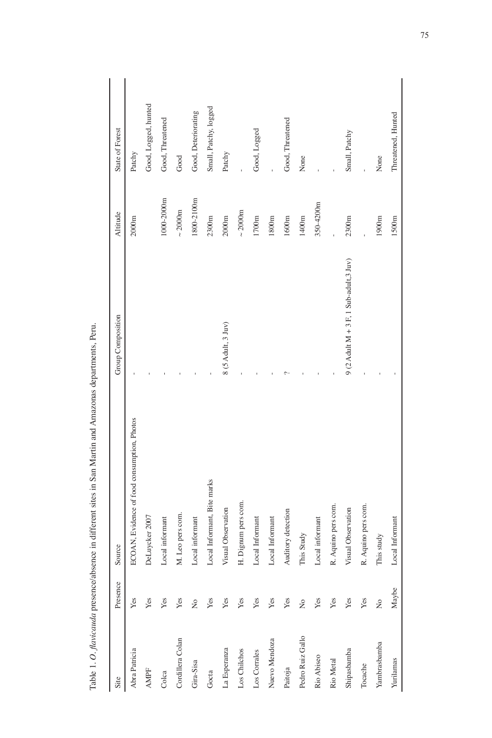Table 1. *O. flavicauda* presence/absence in different sites in San Martin and Amazonas departments, Peru.

| Site | Presence | Source | Group Composition | Altitude | State of Forest |
|---|---|---|---|---|---|
| Abra Patricia | Yes | ECOAN, Evidence of food consumption, Photos | - | 2000m | Patchy |
| AMPF | Yes | DeLuycker 2007 | - | | Good, Logged, hunted |
| Colca | Yes | Local informant | - | 1000-2000m | Good, Threatened |
| Cordillera Colan | Yes | M. Leo pers com. | - | ~2000m | Good |
| Gira-Sisa | No | Local informant | - | 1800-2100m | Good, Deteriorating |
| Gocta | Yes | Local Informant, Bite marks | - | 2300m | Small, Patchy, logged |
| La Esperanza | Yes | Visual Observation | 8 (5 Adult, 3 Juv) | 2000m | Patchy |
| Los Chilchos | Yes | H. Dignum pers com. | - | ~2000m | - |
| Los Corrales | Yes | Local Informant | - | 1700m | Good, Logged |
| Nuevo Mendoza | Yes | Local Informant | - | 1800m | - |
| Paitoja | Yes | Auditory detection | ? | 1600m | Good, Threatened |
| Pedro Ruiz Gallo | No | This Study | - | 1400m | None |
| Rio Abiseo | Yes | Local informant | - | 350-4200m | - |
| Rio Metal | Yes | R. Aquino pers com. | - | - | - |
| Shipasbamba | Yes | Visual Observation | 9 (2 Adult M + 3 F, 1 Sub-adult, 3 Juv) | 2300m | Small, Patchy |
| Tocache | Yes | R. Aquino pers com. | - | - | - |
| Yambrasbamba | No | This study | - | 1900m | None |
| Yurilamas | Maybe | Local Informant | - | 1500m | Threatened, Hunted |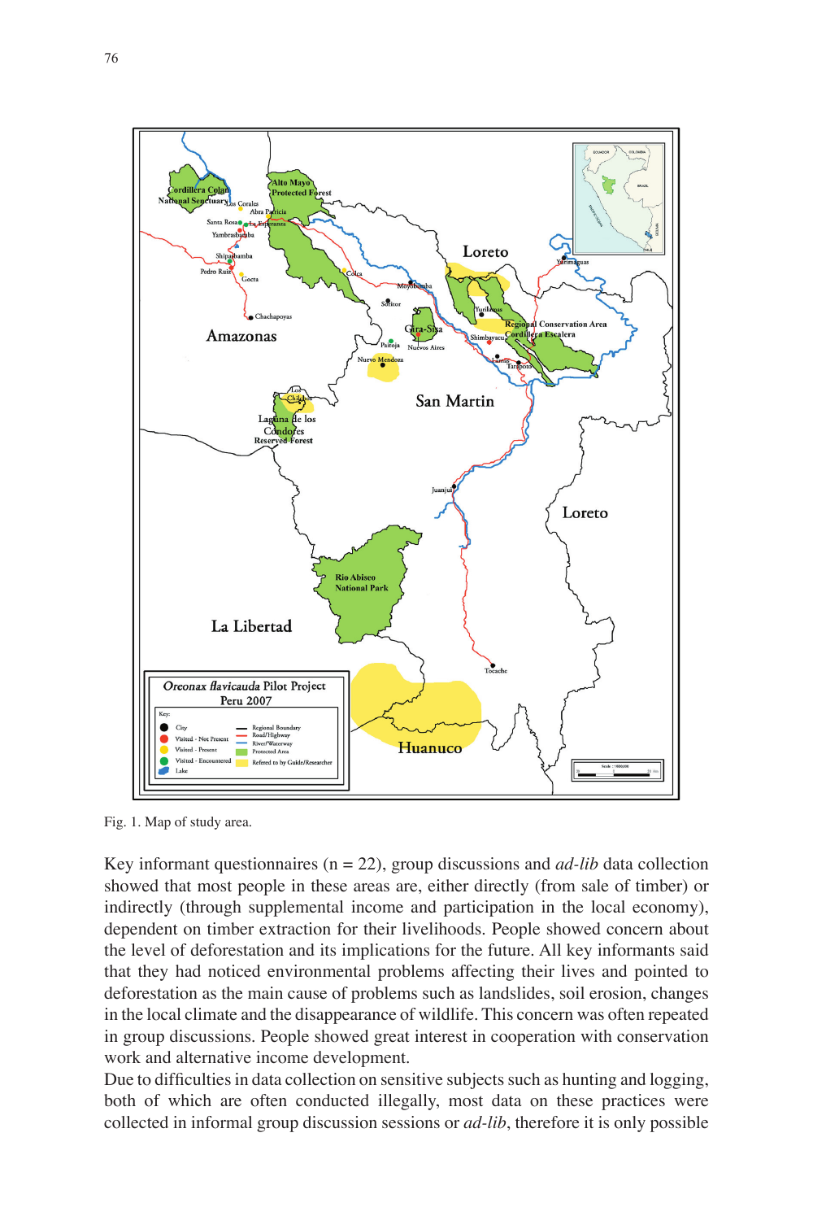Fig. 1. Map of study area.

Key informant questionnaires (n = 22), group discussions and *ad-lib* data collection showed that most people in these areas are, either directly (from sale of timber) or indirectly (through supplemental income and participation in the local economy), dependent on timber extraction for their livelihoods. People showed concern about the level of deforestation and its implications for the future. All key informants said that they had noticed environmental problems affecting their lives and pointed to deforestation as the main cause of problems such as landslides, soil erosion, changes in the local climate and the disappearance of wildlife. This concern was often repeated in group discussions. People showed great interest in cooperation with conservation work and alternative income development.

Due to difficulties in data collection on sensitive subjects such as hunting and logging, both of which are often conducted illegally, most data on these practices were collected in informal group discussion sessions or *ad-lib*, therefore it is only possible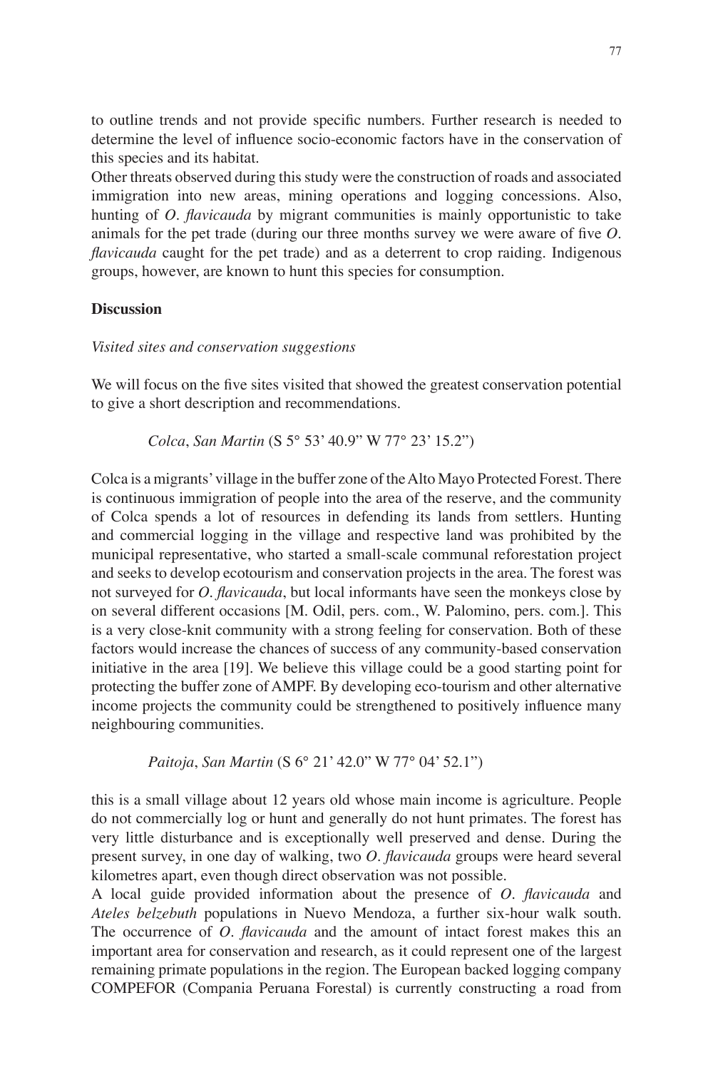to outline trends and not provide specific numbers. Further research is needed to determine the level of influence socio-economic factors have in the conservation of this species and its habitat.

Other threats observed during this study were the construction of roads and associated immigration into new areas, mining operations and logging concessions. Also, hunting of *O. flavicauda* by migrant communities is mainly opportunistic to take animals for the pet trade (during our three months survey we were aware of five *O. flavicauda* caught for the pet trade) and as a deterrent to crop raiding. Indigenous groups, however, are known to hunt this species for consumption.

## Discussion

### *Visited sites and conservation suggestions*

We will focus on the five sites visited that showed the greatest conservation potential to give a short description and recommendations.

*Colca*, *San Martin* (S 5° 53' 40.9" W 77° 23' 15.2")

Colca is a migrants' village in the buffer zone of the Alto Mayo Protected Forest. There is continuous immigration of people into the area of the reserve, and the community of Colca spends a lot of resources in defending its lands from settlers. Hunting and commercial logging in the village and respective land was prohibited by the municipal representative, who started a small-scale communal reforestation project and seeks to develop ecotourism and conservation projects in the area. The forest was not surveyed for *O. flavicauda*, but local informants have seen the monkeys close by on several different occasions [M. Odil, pers. com., W. Palomino, pers. com.]. This is a very close-knit community with a strong feeling for conservation. Both of these factors would increase the chances of success of any community-based conservation initiative in the area [19]. We believe this village could be a good starting point for protecting the buffer zone of AMPF. By developing eco-tourism and other alternative income projects the community could be strengthened to positively influence many neighbouring communities.

*Paitoja*, *San Martin* (S 6° 21' 42.0" W 77° 04' 52.1")

this is a small village about 12 years old whose main income is agriculture. People do not commercially log or hunt and generally do not hunt primates. The forest has very little disturbance and is exceptionally well preserved and dense. During the present survey, in one day of walking, two *O. flavicauda* groups were heard several kilometres apart, even though direct observation was not possible.

A local guide provided information about the presence of *O. flavicauda* and *Ateles belzebuth* populations in Nuevo Mendoza, a further six-hour walk south. The occurrence of *O. flavicauda* and the amount of intact forest makes this an important area for conservation and research, as it could represent one of the largest remaining primate populations in the region. The European backed logging company COMPEFOR (Compania Peruana Forestal) is currently constructing a road from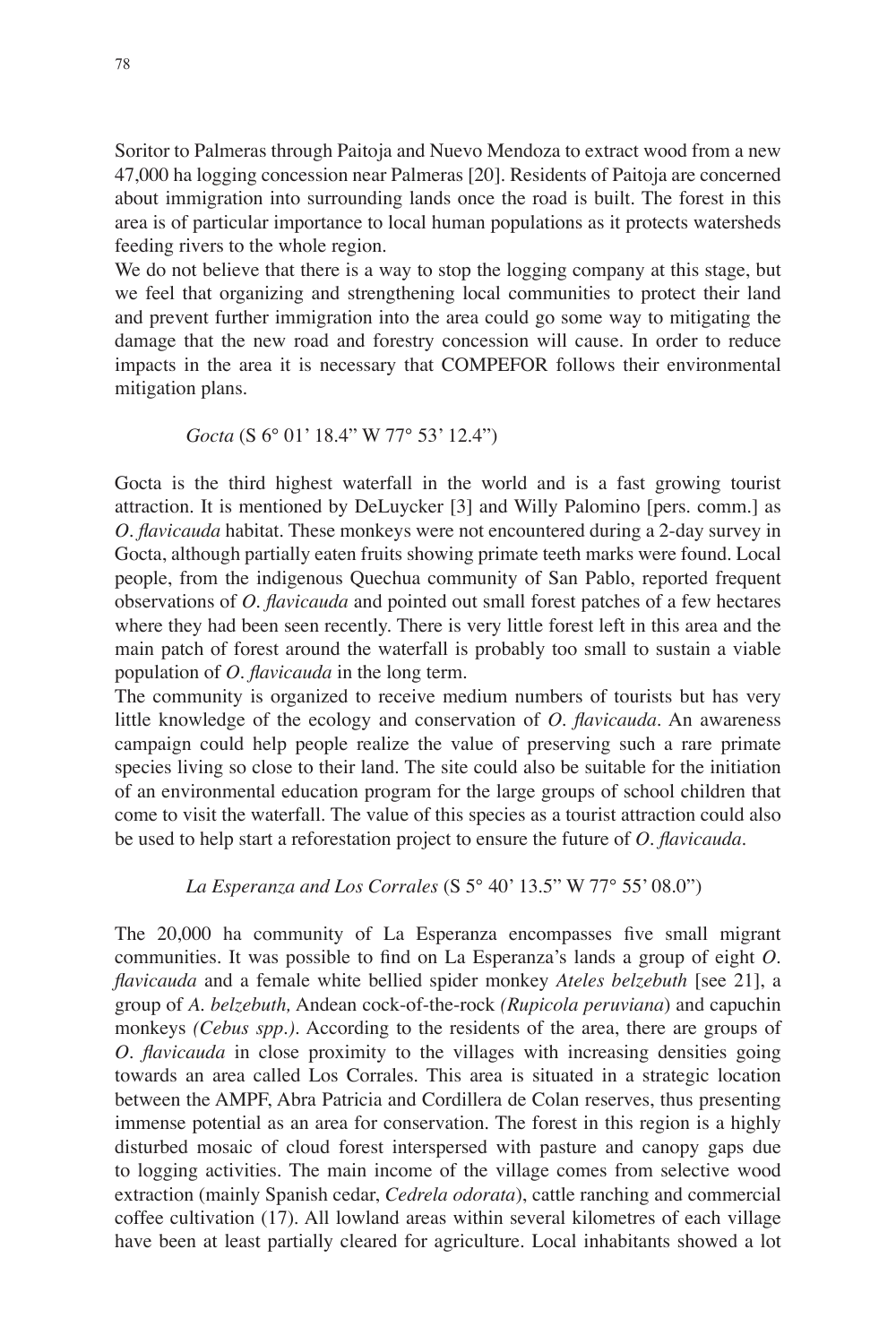Soritor to Palmeras through Paitoja and Nuevo Mendoza to extract wood from a new 47,000 ha logging concession near Palmeras [20]. Residents of Paitoja are concerned about immigration into surrounding lands once the road is built. The forest in this area is of particular importance to local human populations as it protects watersheds feeding rivers to the whole region.

We do not believe that there is a way to stop the logging company at this stage, but we feel that organizing and strengthening local communities to protect their land and prevent further immigration into the area could go some way to mitigating the damage that the new road and forestry concession will cause. In order to reduce impacts in the area it is necessary that COMPEFOR follows their environmental mitigation plans.

*Gocta* (S 6° 01' 18.4" W 77° 53' 12.4")

Gocta is the third highest waterfall in the world and is a fast growing tourist attraction. It is mentioned by DeLuycker [3] and Willy Palomino [pers. comm.] as *O. flavicauda* habitat. These monkeys were not encountered during a 2-day survey in Gocta, although partially eaten fruits showing primate teeth marks were found. Local people, from the indigenous Quechua community of San Pablo, reported frequent observations of *O. flavicauda* and pointed out small forest patches of a few hectares where they had been seen recently. There is very little forest left in this area and the main patch of forest around the waterfall is probably too small to sustain a viable population of *O. flavicauda* in the long term.

The community is organized to receive medium numbers of tourists but has very little knowledge of the ecology and conservation of *O. flavicauda*. An awareness campaign could help people realize the value of preserving such a rare primate species living so close to their land. The site could also be suitable for the initiation of an environmental education program for the large groups of school children that come to visit the waterfall. The value of this species as a tourist attraction could also be used to help start a reforestation project to ensure the future of *O. flavicauda*.

*La Esperanza and Los Corrales* (S 5° 40' 13.5" W 77° 55' 08.0")

The 20,000 ha community of La Esperanza encompasses five small migrant communities. It was possible to find on La Esperanza's lands a group of eight *O. flavicauda* and a female white bellied spider monkey *Ateles belzebuth* [see 21], a group of *A. belzebuth,* Andean cock-of-the-rock *(Rupicola peruviana*) and capuchin monkeys *(Cebus spp.)*. According to the residents of the area, there are groups of *O. flavicauda* in close proximity to the villages with increasing densities going towards an area called Los Corrales. This area is situated in a strategic location between the AMPF, Abra Patricia and Cordillera de Colan reserves, thus presenting immense potential as an area for conservation. The forest in this region is a highly disturbed mosaic of cloud forest interspersed with pasture and canopy gaps due to logging activities. The main income of the village comes from selective wood extraction (mainly Spanish cedar, *Cedrela odorata*), cattle ranching and commercial coffee cultivation (17). All lowland areas within several kilometres of each village have been at least partially cleared for agriculture. Local inhabitants showed a lot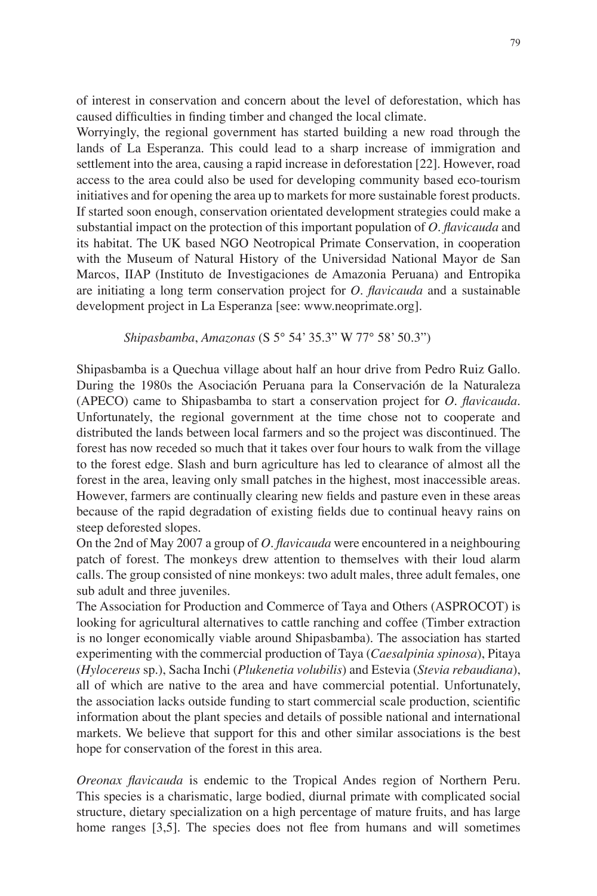of interest in conservation and concern about the level of deforestation, which has caused difficulties in finding timber and changed the local climate.

Worryingly, the regional government has started building a new road through the lands of La Esperanza. This could lead to a sharp increase of immigration and settlement into the area, causing a rapid increase in deforestation [22]. However, road access to the area could also be used for developing community based eco-tourism initiatives and for opening the area up to markets for more sustainable forest products. If started soon enough, conservation orientated development strategies could make a substantial impact on the protection of this important population of *O. flavicauda* and its habitat. The UK based NGO Neotropical Primate Conservation, in cooperation with the Museum of Natural History of the Universidad National Mayor de San Marcos, IIAP (Instituto de Investigaciones de Amazonia Peruana) and Entropika are initiating a long term conservation project for *O. flavicauda* and a sustainable development project in La Esperanza [see: www.neoprimate.org].

*Shipasbamba*, *Amazonas* (S 5° 54' 35.3" W 77° 58' 50.3")

Shipasbamba is a Quechua village about half an hour drive from Pedro Ruiz Gallo. During the 1980s the Asociación Peruana para la Conservación de la Naturaleza (APECO) came to Shipasbamba to start a conservation project for *O. flavicauda*. Unfortunately, the regional government at the time chose not to cooperate and distributed the lands between local farmers and so the project was discontinued. The forest has now receded so much that it takes over four hours to walk from the village to the forest edge. Slash and burn agriculture has led to clearance of almost all the forest in the area, leaving only small patches in the highest, most inaccessible areas. However, farmers are continually clearing new fields and pasture even in these areas because of the rapid degradation of existing fields due to continual heavy rains on steep deforested slopes.

On the 2nd of May 2007 a group of *O. flavicauda* were encountered in a neighbouring patch of forest. The monkeys drew attention to themselves with their loud alarm calls. The group consisted of nine monkeys: two adult males, three adult females, one sub adult and three juveniles.

The Association for Production and Commerce of Taya and Others (ASPROCOT) is looking for agricultural alternatives to cattle ranching and coffee (Timber extraction is no longer economically viable around Shipasbamba). The association has started experimenting with the commercial production of Taya (*Caesalpinia spinosa*), Pitaya (*Hylocereus* sp.), Sacha Inchi (*Plukenetia volubilis*) and Estevia (*Stevia rebaudiana*), all of which are native to the area and have commercial potential. Unfortunately, the association lacks outside funding to start commercial scale production, scientific information about the plant species and details of possible national and international markets. We believe that support for this and other similar associations is the best hope for conservation of the forest in this area.

*Oreonax flavicauda* is endemic to the Tropical Andes region of Northern Peru. This species is a charismatic, large bodied, diurnal primate with complicated social structure, dietary specialization on a high percentage of mature fruits, and has large home ranges [3,5]. The species does not flee from humans and will sometimes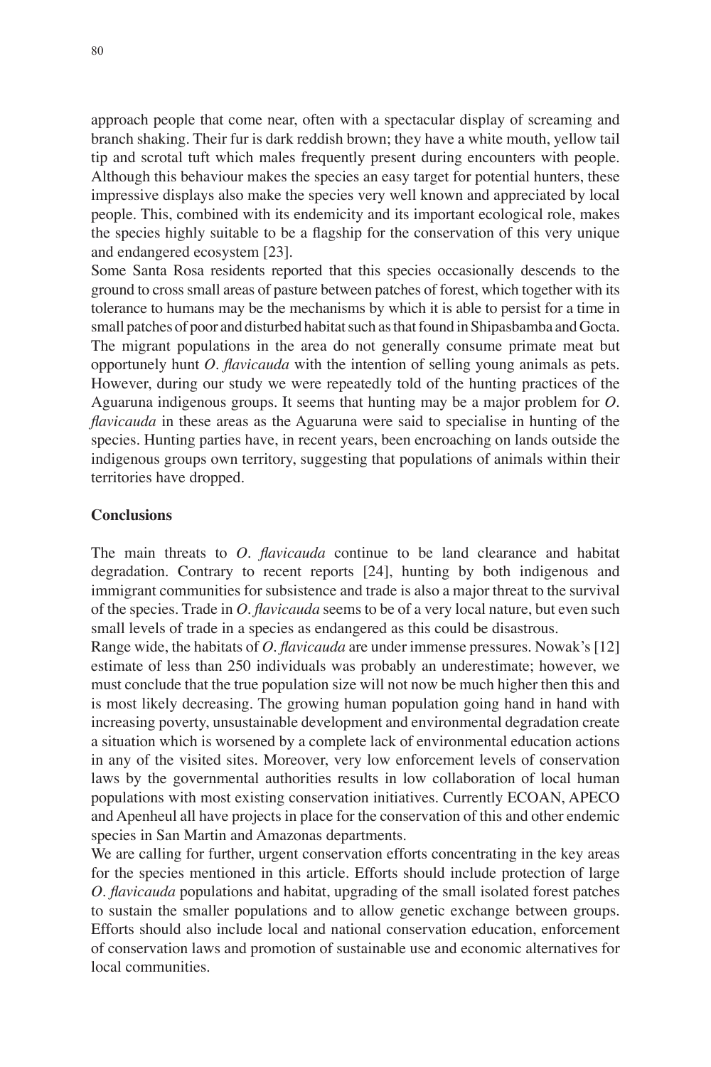approach people that come near, often with a spectacular display of screaming and branch shaking. Their fur is dark reddish brown; they have a white mouth, yellow tail tip and scrotal tuft which males frequently present during encounters with people. Although this behaviour makes the species an easy target for potential hunters, these impressive displays also make the species very well known and appreciated by local people. This, combined with its endemicity and its important ecological role, makes the species highly suitable to be a flagship for the conservation of this very unique and endangered ecosystem [23].

Some Santa Rosa residents reported that this species occasionally descends to the ground to cross small areas of pasture between patches of forest, which together with its tolerance to humans may be the mechanisms by which it is able to persist for a time in small patches of poor and disturbed habitat such as that found in Shipasbamba and Gocta. The migrant populations in the area do not generally consume primate meat but opportunely hunt *O. flavicauda* with the intention of selling young animals as pets. However, during our study we were repeatedly told of the hunting practices of the Aguaruna indigenous groups. It seems that hunting may be a major problem for *O. flavicauda* in these areas as the Aguaruna were said to specialise in hunting of the species. Hunting parties have, in recent years, been encroaching on lands outside the indigenous groups own territory, suggesting that populations of animals within their territories have dropped.

**Conclusions**

The main threats to *O. flavicauda* continue to be land clearance and habitat degradation. Contrary to recent reports [24], hunting by both indigenous and immigrant communities for subsistence and trade is also a major threat to the survival of the species. Trade in *O. flavicauda* seems to be of a very local nature, but even such small levels of trade in a species as endangered as this could be disastrous.

Range wide, the habitats of *O. flavicauda* are under immense pressures. Nowak's [12] estimate of less than 250 individuals was probably an underestimate; however, we must conclude that the true population size will not now be much higher then this and is most likely decreasing. The growing human population going hand in hand with increasing poverty, unsustainable development and environmental degradation create a situation which is worsened by a complete lack of environmental education actions in any of the visited sites. Moreover, very low enforcement levels of conservation laws by the governmental authorities results in low collaboration of local human populations with most existing conservation initiatives. Currently ECOAN, APECO and Apenheul all have projects in place for the conservation of this and other endemic species in San Martin and Amazonas departments.

We are calling for further, urgent conservation efforts concentrating in the key areas for the species mentioned in this article. Efforts should include protection of large *O. flavicauda* populations and habitat, upgrading of the small isolated forest patches to sustain the smaller populations and to allow genetic exchange between groups. Efforts should also include local and national conservation education, enforcement of conservation laws and promotion of sustainable use and economic alternatives for local communities.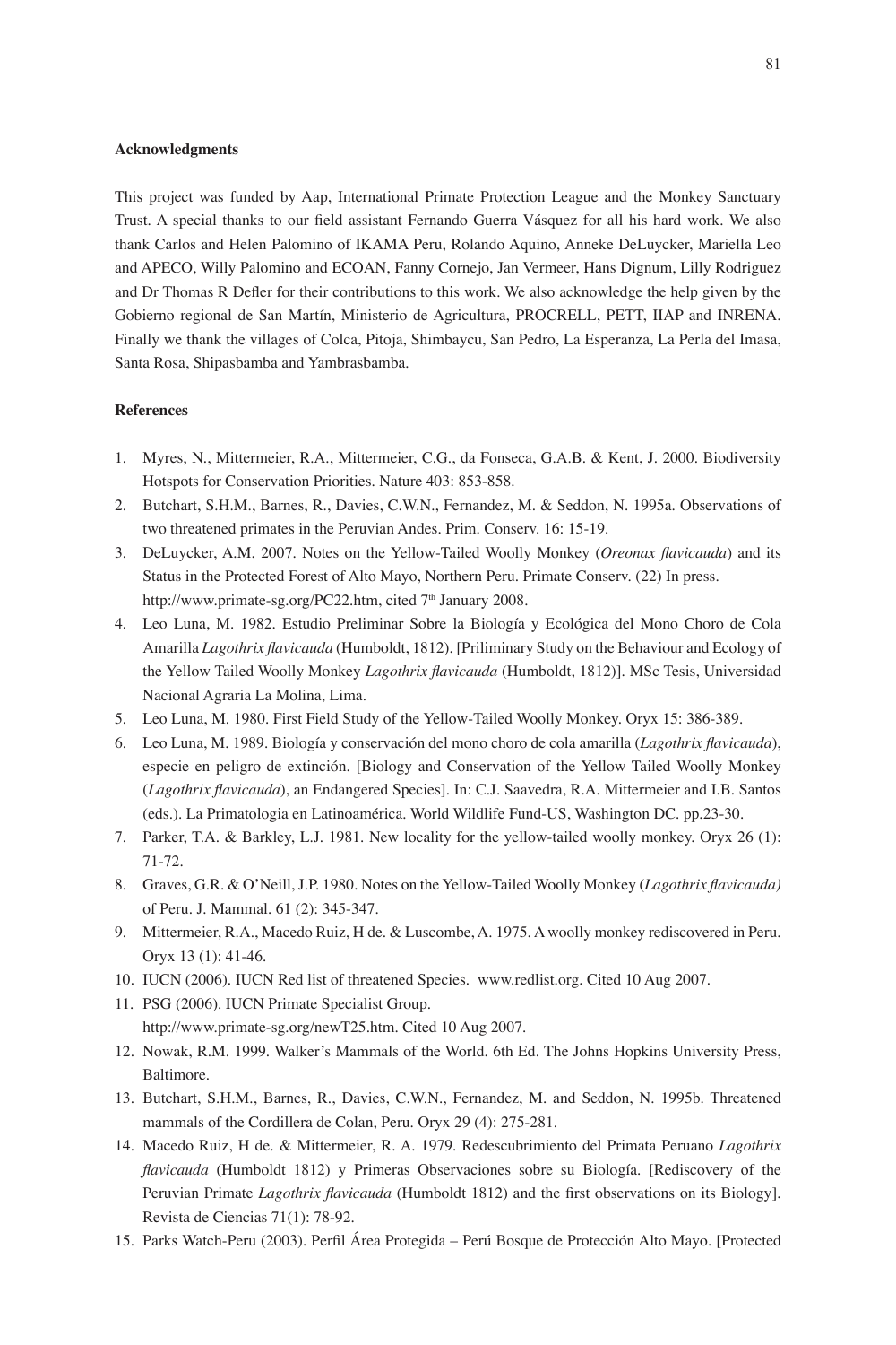**Acknowledgments**

This project was funded by Aap, International Primate Protection League and the Monkey Sanctuary Trust. A special thanks to our field assistant Fernando Guerra Vásquez for all his hard work. We also thank Carlos and Helen Palomino of IKAMA Peru, Rolando Aquino, Anneke DeLuycker, Mariella Leo and APECO, Willy Palomino and ECOAN, Fanny Cornejo, Jan Vermeer, Hans Dignum, Lilly Rodriguez and Dr Thomas R Defler for their contributions to this work. We also acknowledge the help given by the Gobierno regional de San Martín, Ministerio de Agricultura, PROCRELL, PETT, IIAP and INRENA. Finally we thank the villages of Colca, Pitoja, Shimbaycu, San Pedro, La Esperanza, La Perla del Imasa, Santa Rosa, Shipasbamba and Yambrasbamba.

**References**

1. Myres, N., Mittermeier, R.A., Mittermeier, C.G., da Fonseca, G.A.B. & Kent, J. 2000. Biodiversity Hotspots for Conservation Priorities. Nature 403: 853-858.
2. Butchart, S.H.M., Barnes, R., Davies, C.W.N., Fernandez, M. & Seddon, N. 1995a. Observations of two threatened primates in the Peruvian Andes. Prim. Conserv. 16: 15-19.
3. DeLuycker, A.M. 2007. Notes on the Yellow-Tailed Woolly Monkey (*Oreonax flavicauda*) and its Status in the Protected Forest of Alto Mayo, Northern Peru. Primate Conserv. (22) In press. http://www.primate-sg.org/PC22.htm, cited 7th January 2008.
4. Leo Luna, M. 1982. Estudio Preliminar Sobre la Biología y Ecológica del Mono Choro de Cola Amarilla *Lagothrix flavicauda* (Humboldt, 1812). [Priliminary Study on the Behaviour and Ecology of the Yellow Tailed Woolly Monkey *Lagothrix flavicauda* (Humboldt, 1812)]. MSc Tesis, Universidad Nacional Agraria La Molina, Lima.
5. Leo Luna, M. 1980. First Field Study of the Yellow-Tailed Woolly Monkey. Oryx 15: 386-389.
6. Leo Luna, M. 1989. Biología y conservación del mono choro de cola amarilla (*Lagothrix flavicauda*), especie en peligro de extinción. [Biology and Conservation of the Yellow Tailed Woolly Monkey (*Lagothrix flavicauda*), an Endangered Species]. In: C.J. Saavedra, R.A. Mittermeier and I.B. Santos (eds.). La Primatologia en Latinoamérica. World Wildlife Fund-US, Washington DC. pp.23-30.
7. Parker, T.A. & Barkley, L.J. 1981. New locality for the yellow-tailed woolly monkey. Oryx 26 (1): 71-72.
8. Graves, G.R. & O'Neill, J.P. 1980. Notes on the Yellow-Tailed Woolly Monkey (*Lagothrix flavicauda)* of Peru. J. Mammal. 61 (2): 345-347.
9. Mittermeier, R.A., Macedo Ruiz, H de. & Luscombe, A. 1975. A woolly monkey rediscovered in Peru. Oryx 13 (1): 41-46.
10. IUCN (2006). IUCN Red list of threatened Species. www.redlist.org. Cited 10 Aug 2007.
11. PSG (2006). IUCN Primate Specialist Group. http://www.primate-sg.org/newT25.htm. Cited 10 Aug 2007.
12. Nowak, R.M. 1999. Walker's Mammals of the World. 6th Ed. The Johns Hopkins University Press, Baltimore.
13. Butchart, S.H.M., Barnes, R., Davies, C.W.N., Fernandez, M. and Seddon, N. 1995b. Threatened mammals of the Cordillera de Colan, Peru. Oryx 29 (4): 275-281.
14. Macedo Ruiz, H de. & Mittermeier, R. A. 1979. Redescubrimiento del Primata Peruano *Lagothrix flavicauda* (Humboldt 1812) y Primeras Observaciones sobre su Biología. [Rediscovery of the Peruvian Primate *Lagothrix flavicauda* (Humboldt 1812) and the first observations on its Biology]. Revista de Ciencias 71(1): 78-92.
15. Parks Watch-Peru (2003). Perfil Área Protegida – Perú Bosque de Protección Alto Mayo. [Protected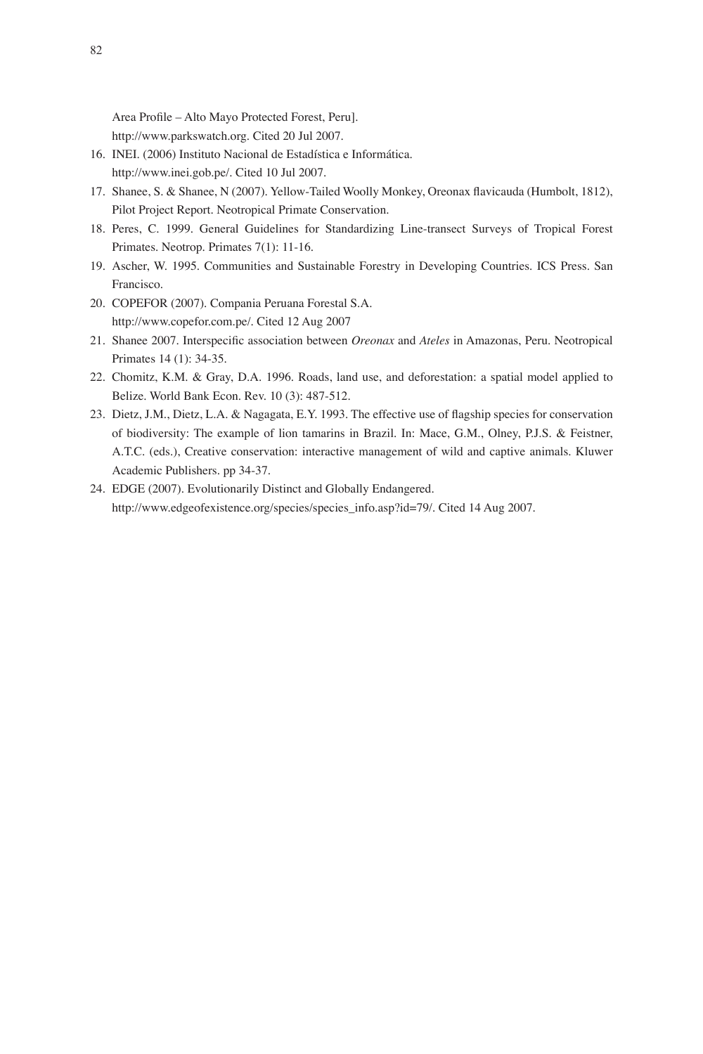Area Profile – Alto Mayo Protected Forest, Peru].
http://www.parkswatch.org. Cited 20 Jul 2007.

16. INEI. (2006) Instituto Nacional de Estadística e Informática.
http://www.inei.gob.pe/. Cited 10 Jul 2007.
17. Shanee, S. & Shanee, N (2007). Yellow-Tailed Woolly Monkey, Oreonax flavicauda (Humbolt, 1812), Pilot Project Report. Neotropical Primate Conservation.
18. Peres, C. 1999. General Guidelines for Standardizing Line-transect Surveys of Tropical Forest Primates. Neotrop. Primates 7(1): 11-16.
19. Ascher, W. 1995. Communities and Sustainable Forestry in Developing Countries. ICS Press. San Francisco.
20. COPEFOR (2007). Compania Peruana Forestal S.A.
http://www.copefor.com.pe/. Cited 12 Aug 2007
21. Shanee 2007. Interspecific association between *Oreonax* and *Ateles* in Amazonas, Peru. Neotropical Primates 14 (1): 34-35.
22. Chomitz, K.M. & Gray, D.A. 1996. Roads, land use, and deforestation: a spatial model applied to Belize. World Bank Econ. Rev. 10 (3): 487-512.
23. Dietz, J.M., Dietz, L.A. & Nagagata, E.Y. 1993. The effective use of flagship species for conservation of biodiversity: The example of lion tamarins in Brazil. In: Mace, G.M., Olney, P.J.S. & Feistner, A.T.C. (eds.), Creative conservation: interactive management of wild and captive animals. Kluwer Academic Publishers. pp 34-37.
24. EDGE (2007). Evolutionarily Distinct and Globally Endangered.
http://www.edgeofexistence.org/species/species_info.asp?id=79/. Cited 14 Aug 2007.